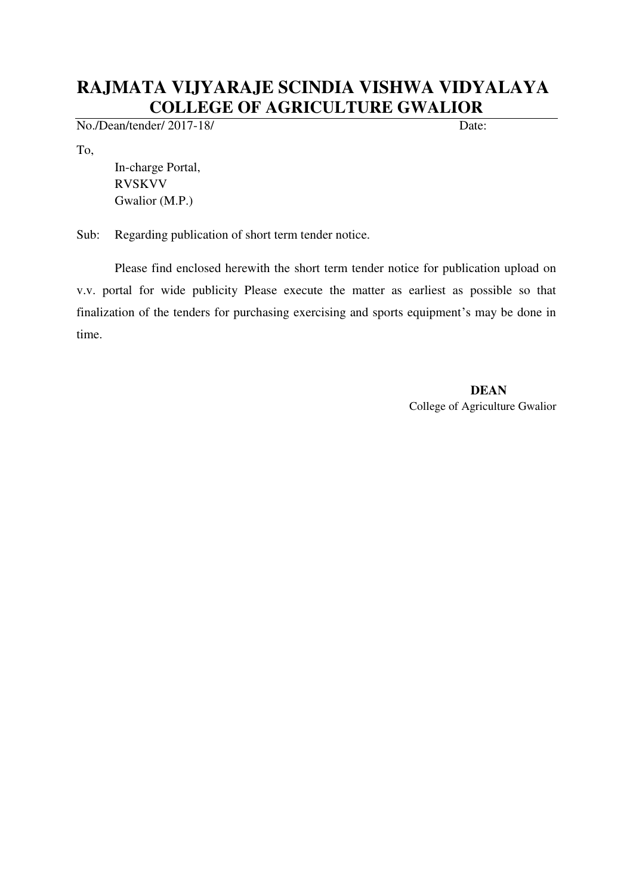# RAJMATA VIJYARAJE SCINDIA VISHWA VIDYALAYA
## COLLEGE OF AGRICULTURE GWALIOR

No./Dean/tender/ 2017-18/ Date:

To,

In-charge Portal,
RVSKVV
Gwalior (M.P.)

Sub: Regarding publication of short term tender notice.

Please find enclosed herewith the short term tender notice for publication upload on v.v. portal for wide publicity Please execute the matter as earliest as possible so that finalization of the tenders for purchasing exercising and sports equipment's may be done in time.

**DEAN**
College of Agriculture Gwalior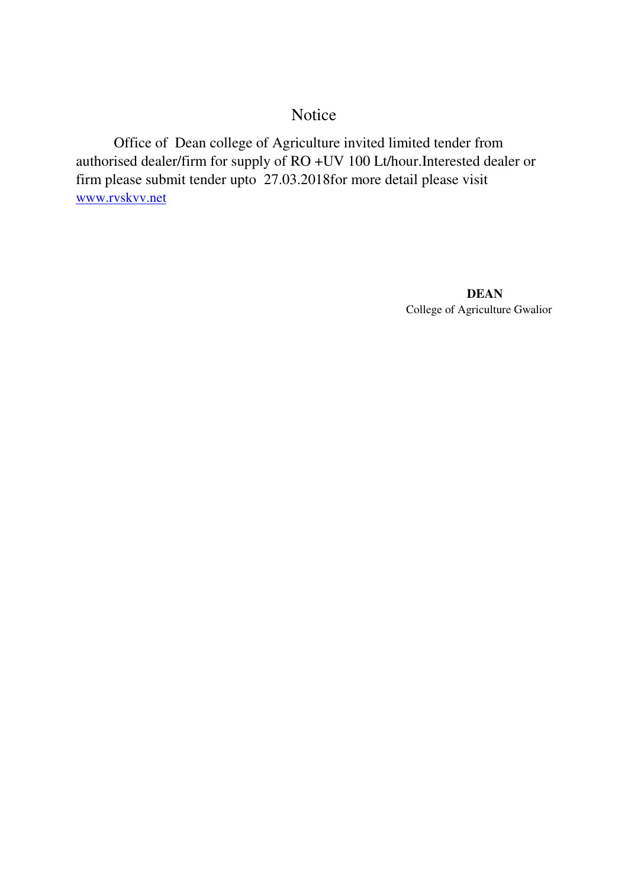# Notice

Office of Dean college of Agriculture invited limited tender from authorised dealer/firm for supply of RO +UV 100 Lt/hour.Interested dealer or firm please submit tender upto 27.03.2018for more detail please visit [www.rvskvv.net](http://www.rvskvv.net)

**DEAN**
College of Agriculture Gwalior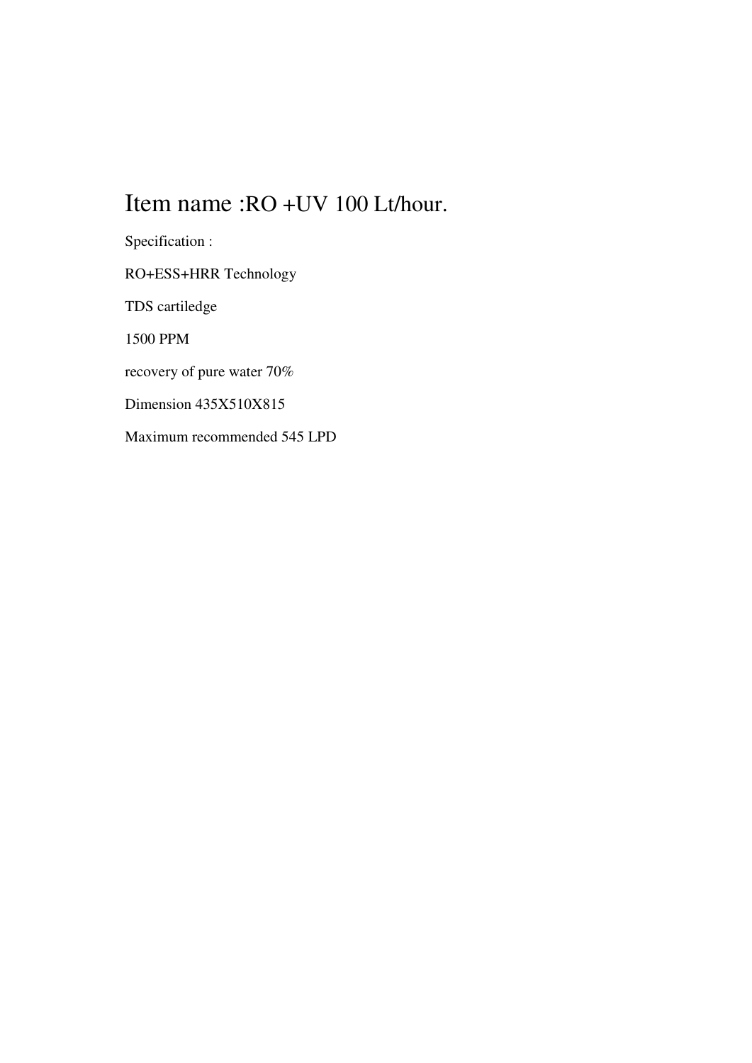# Item name :RO +UV 100 Lt/hour.

Specification :

RO+ESS+HRR Technology

TDS cartiledge

1500 PPM

recovery of pure water 70%

Dimension 435X510X815

Maximum recommended 545 LPD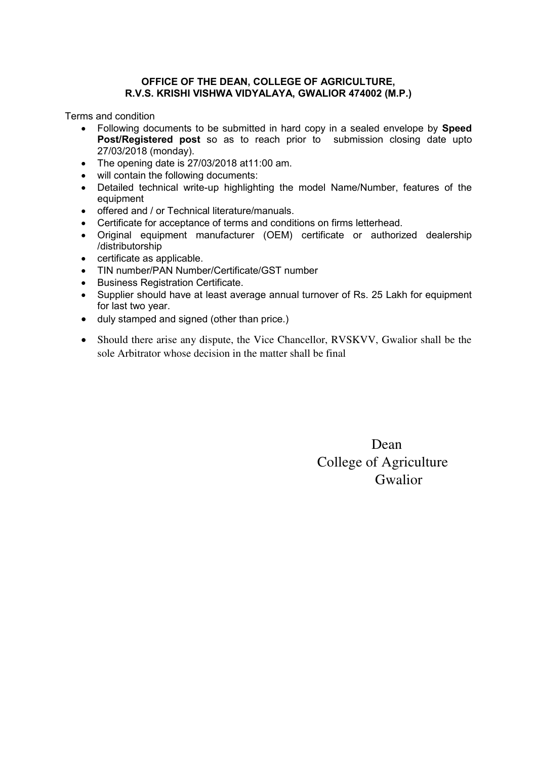**OFFICE OF THE DEAN, COLLEGE OF AGRICULTURE,**
**R.V.S. KRISHI VISHWA VIDYALAYA, GWALIOR 474002 (M.P.)**

Terms and condition

- Following documents to be submitted in hard copy in a sealed envelope by **Speed Post/Registered post** so as to reach prior to submission closing date upto 27/03/2018 (monday).
- The opening date is 27/03/2018 at11:00 am.
- will contain the following documents:
- Detailed technical write-up highlighting the model Name/Number, features of the equipment
- offered and / or Technical literature/manuals.
- Certificate for acceptance of terms and conditions on firms letterhead.
- Original equipment manufacturer (OEM) certificate or authorized dealership /distributorship
- certificate as applicable.
- TIN number/PAN Number/Certificate/GST number
- Business Registration Certificate.
- Supplier should have at least average annual turnover of Rs. 25 Lakh for equipment for last two year.
- duly stamped and signed (other than price.)
- Should there arise any dispute, the Vice Chancellor, RVSKVV, Gwalior shall be the sole Arbitrator whose decision in the matter shall be final

Dean
College of Agriculture
Gwalior